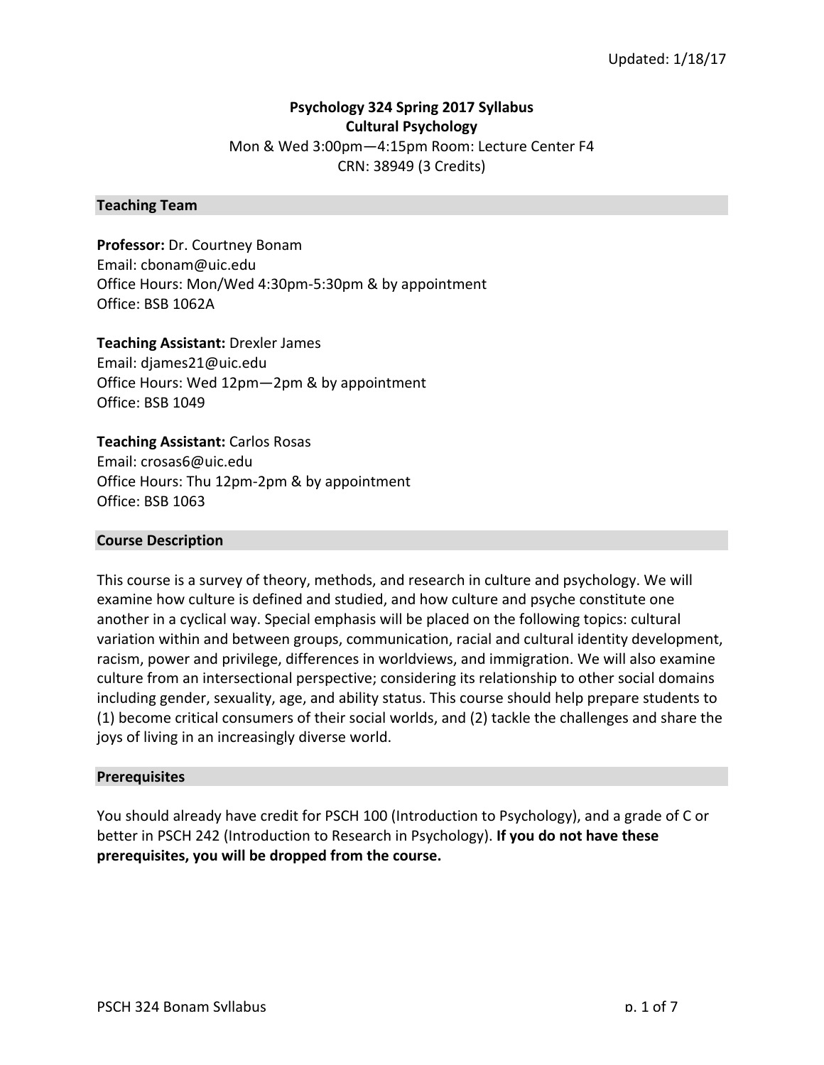Updated: 1/18/17

# Psychology 324 Spring 2017 Syllabus
## Cultural Psychology

Mon & Wed 3:00pm—4:15pm Room: Lecture Center F4
CRN: 38949 (3 Credits)

### Teaching Team

**Professor:** Dr. Courtney Bonam
Email: cbonam@uic.edu
Office Hours: Mon/Wed 4:30pm-5:30pm & by appointment
Office: BSB 1062A

**Teaching Assistant:** Drexler James
Email: djames21@uic.edu
Office Hours: Wed 12pm—2pm & by appointment
Office: BSB 1049

**Teaching Assistant:** Carlos Rosas
Email: crosas6@uic.edu
Office Hours: Thu 12pm-2pm & by appointment
Office: BSB 1063

### Course Description

This course is a survey of theory, methods, and research in culture and psychology. We will examine how culture is defined and studied, and how culture and psyche constitute one another in a cyclical way. Special emphasis will be placed on the following topics: cultural variation within and between groups, communication, racial and cultural identity development, racism, power and privilege, differences in worldviews, and immigration. We will also examine culture from an intersectional perspective; considering its relationship to other social domains including gender, sexuality, age, and ability status. This course should help prepare students to (1) become critical consumers of their social worlds, and (2) tackle the challenges and share the joys of living in an increasingly diverse world.

### Prerequisites

You should already have credit for PSCH 100 (Introduction to Psychology), and a grade of C or better in PSCH 242 (Introduction to Research in Psychology). **If you do not have these prerequisites, you will be dropped from the course.**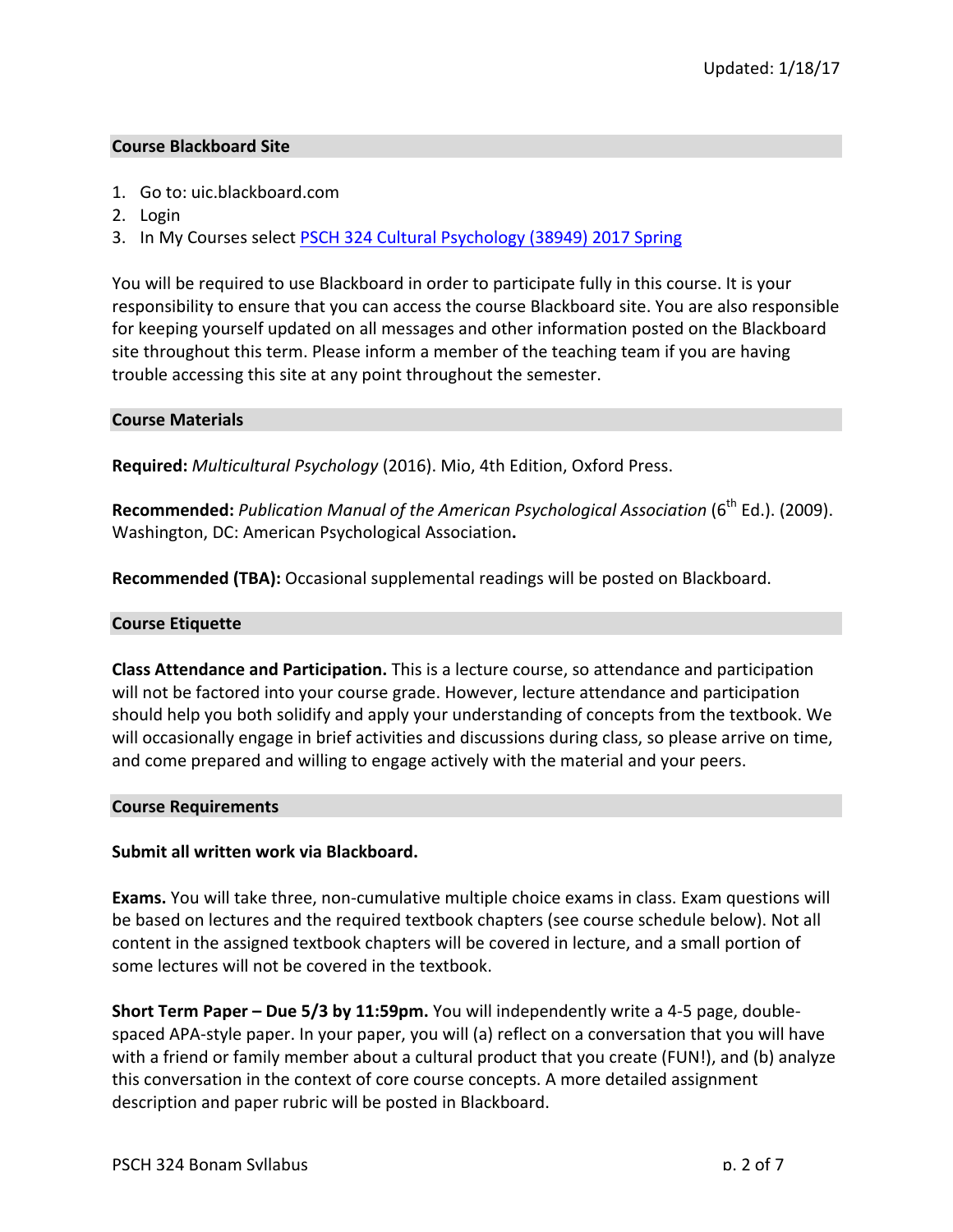Updated: 1/18/17

## Course Blackboard Site

1. Go to: uic.blackboard.com
2. Login
3. In My Courses select PSCH 324 Cultural Psychology (38949) 2017 Spring

You will be required to use Blackboard in order to participate fully in this course. It is your responsibility to ensure that you can access the course Blackboard site. You are also responsible for keeping yourself updated on all messages and other information posted on the Blackboard site throughout this term. Please inform a member of the teaching team if you are having trouble accessing this site at any point throughout the semester.

## Course Materials

**Required:** *Multicultural Psychology* (2016). Mio, 4th Edition, Oxford Press.

**Recommended:** *Publication Manual of the American Psychological Association* (6th Ed.). (2009). Washington, DC: American Psychological Association**.**

**Recommended (TBA):** Occasional supplemental readings will be posted on Blackboard.

## Course Etiquette

**Class Attendance and Participation.** This is a lecture course, so attendance and participation will not be factored into your course grade. However, lecture attendance and participation should help you both solidify and apply your understanding of concepts from the textbook. We will occasionally engage in brief activities and discussions during class, so please arrive on time, and come prepared and willing to engage actively with the material and your peers.

## Course Requirements

**Submit all written work via Blackboard.**

**Exams.** You will take three, non-cumulative multiple choice exams in class. Exam questions will be based on lectures and the required textbook chapters (see course schedule below). Not all content in the assigned textbook chapters will be covered in lecture, and a small portion of some lectures will not be covered in the textbook.

**Short Term Paper – Due 5/3 by 11:59pm.** You will independently write a 4-5 page, double-spaced APA-style paper. In your paper, you will (a) reflect on a conversation that you will have with a friend or family member about a cultural product that you create (FUN!), and (b) analyze this conversation in the context of core course concepts. A more detailed assignment description and paper rubric will be posted in Blackboard.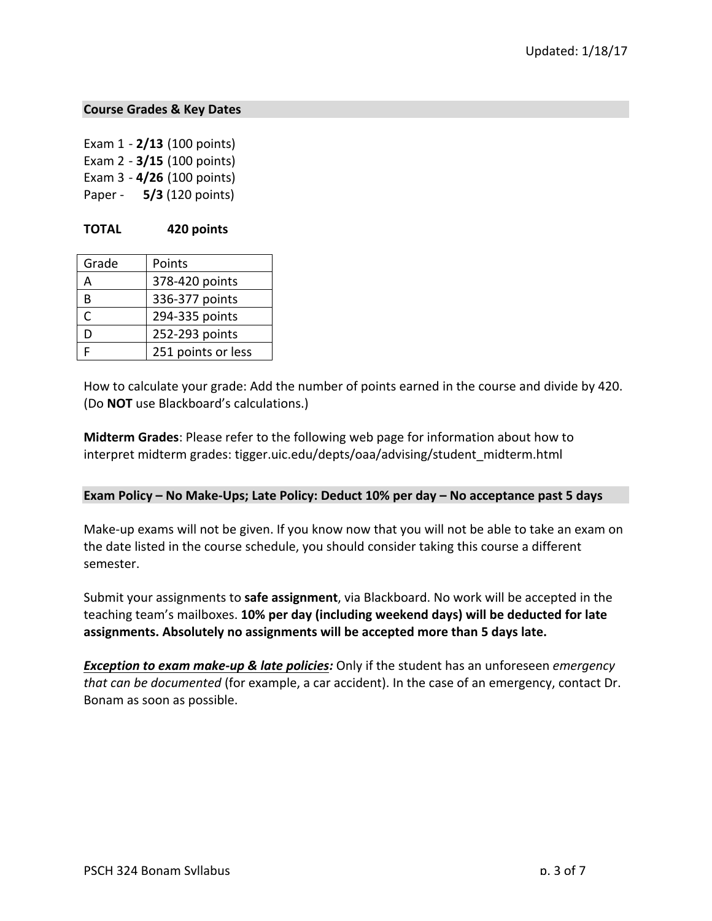Updated: 1/18/17

## Course Grades & Key Dates

Exam 1 - **2/13** (100 points)
Exam 2 - **3/15** (100 points)
Exam 3 - **4/26** (100 points)
Paper - **5/3** (120 points)

**TOTAL 420 points**

| Grade | Points |
|---|---|
| A | 378-420 points |
| B | 336-377 points |
| C | 294-335 points |
| D | 252-293 points |
| F | 251 points or less |

How to calculate your grade: Add the number of points earned in the course and divide by 420. (Do **NOT** use Blackboard's calculations.)

**Midterm Grades**: Please refer to the following web page for information about how to interpret midterm grades: tigger.uic.edu/depts/oaa/advising/student_midterm.html

## Exam Policy – No Make-Ups; Late Policy: Deduct 10% per day – No acceptance past 5 days

Make-up exams will not be given. If you know now that you will not be able to take an exam on the date listed in the course schedule, you should consider taking this course a different semester.

Submit your assignments to **safe assignment**, via Blackboard. No work will be accepted in the teaching team's mailboxes. **10% per day (including weekend days) will be deducted for late assignments. Absolutely no assignments will be accepted more than 5 days late.**

***Exception to exam make-up & late policies:*** Only if the student has an unforeseen *emergency that can be documented* (for example, a car accident). In the case of an emergency, contact Dr. Bonam as soon as possible.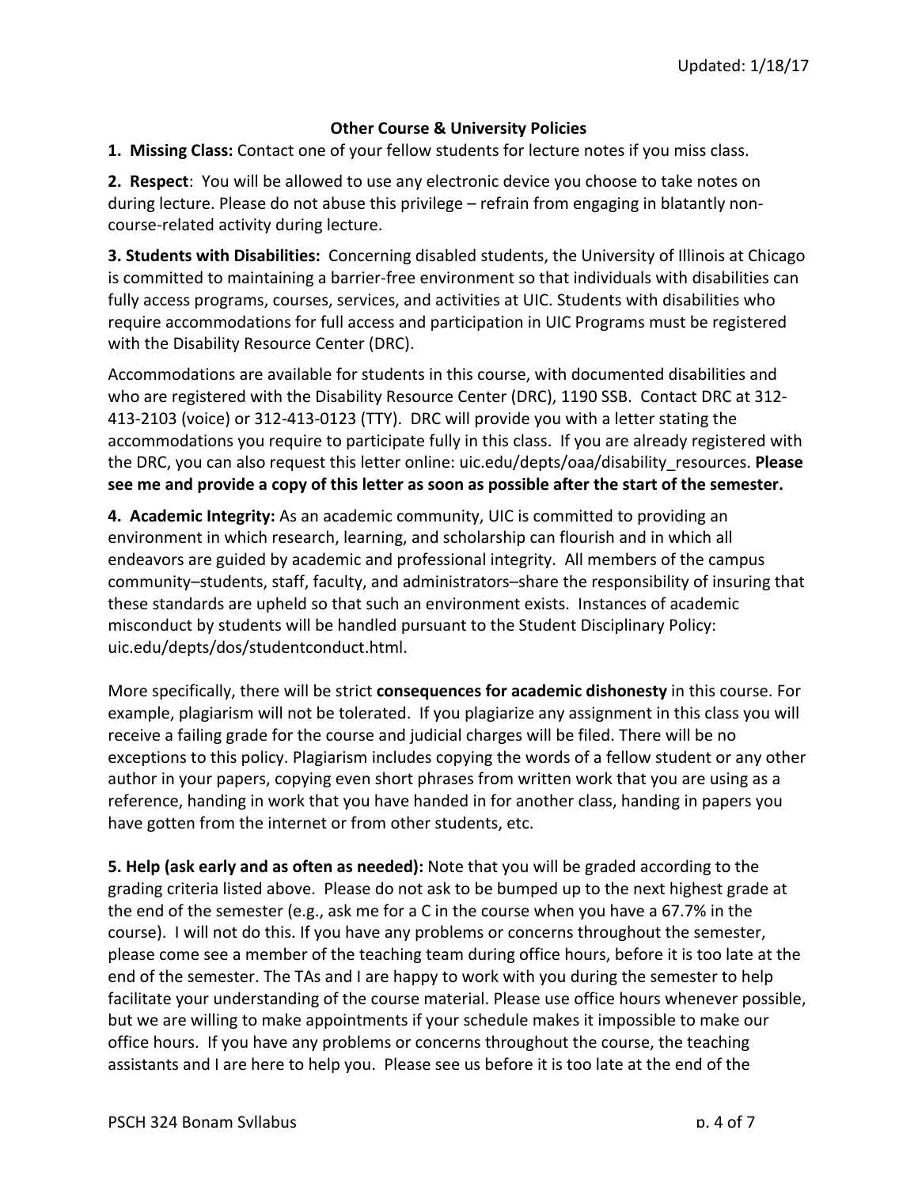## Other Course & University Policies

**1. Missing Class:** Contact one of your fellow students for lecture notes if you miss class.

**2. Respect**: You will be allowed to use any electronic device you choose to take notes on during lecture. Please do not abuse this privilege – refrain from engaging in blatantly non-course-related activity during lecture.

**3. Students with Disabilities:** Concerning disabled students, the University of Illinois at Chicago is committed to maintaining a barrier-free environment so that individuals with disabilities can fully access programs, courses, services, and activities at UIC. Students with disabilities who require accommodations for full access and participation in UIC Programs must be registered with the Disability Resource Center (DRC).

Accommodations are available for students in this course, with documented disabilities and who are registered with the Disability Resource Center (DRC), 1190 SSB. Contact DRC at 312-413-2103 (voice) or 312-413-0123 (TTY). DRC will provide you with a letter stating the accommodations you require to participate fully in this class. If you are already registered with the DRC, you can also request this letter online: uic.edu/depts/oaa/disability_resources. **Please see me and provide a copy of this letter as soon as possible after the start of the semester.**

**4. Academic Integrity:** As an academic community, UIC is committed to providing an environment in which research, learning, and scholarship can flourish and in which all endeavors are guided by academic and professional integrity. All members of the campus community–students, staff, faculty, and administrators–share the responsibility of insuring that these standards are upheld so that such an environment exists. Instances of academic misconduct by students will be handled pursuant to the Student Disciplinary Policy: uic.edu/depts/dos/studentconduct.html.

More specifically, there will be strict **consequences for academic dishonesty** in this course. For example, plagiarism will not be tolerated. If you plagiarize any assignment in this class you will receive a failing grade for the course and judicial charges will be filed. There will be no exceptions to this policy. Plagiarism includes copying the words of a fellow student or any other author in your papers, copying even short phrases from written work that you are using as a reference, handing in work that you have handed in for another class, handing in papers you have gotten from the internet or from other students, etc.

**5. Help (ask early and as often as needed):** Note that you will be graded according to the grading criteria listed above. Please do not ask to be bumped up to the next highest grade at the end of the semester (e.g., ask me for a C in the course when you have a 67.7% in the course). I will not do this. If you have any problems or concerns throughout the semester, please come see a member of the teaching team during office hours, before it is too late at the end of the semester. The TAs and I are happy to work with you during the semester to help facilitate your understanding of the course material. Please use office hours whenever possible, but we are willing to make appointments if your schedule makes it impossible to make our office hours. If you have any problems or concerns throughout the course, the teaching assistants and I are here to help you. Please see us before it is too late at the end of the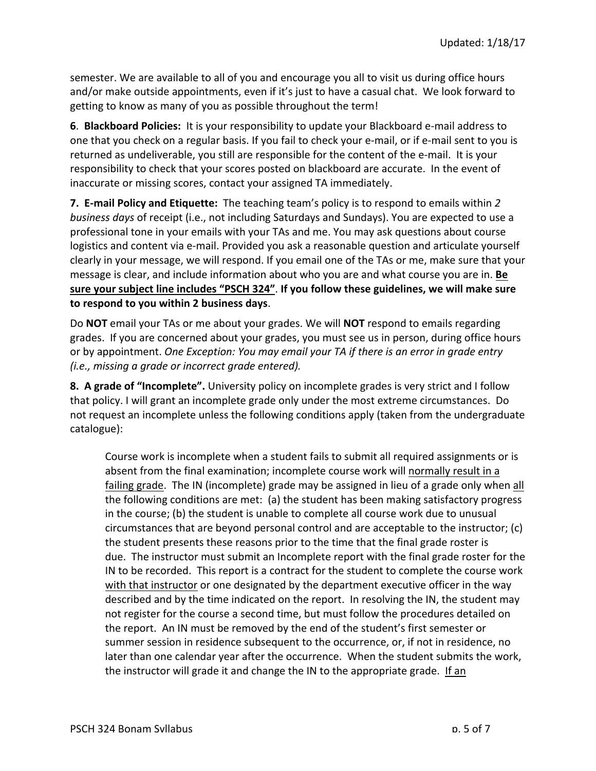semester. We are available to all of you and encourage you all to visit us during office hours and/or make outside appointments, even if it's just to have a casual chat. We look forward to getting to know as many of you as possible throughout the term!

**6**. **Blackboard Policies:** It is your responsibility to update your Blackboard e-mail address to one that you check on a regular basis. If you fail to check your e-mail, or if e-mail sent to you is returned as undeliverable, you still are responsible for the content of the e-mail. It is your responsibility to check that your scores posted on blackboard are accurate. In the event of inaccurate or missing scores, contact your assigned TA immediately.

**7. E-mail Policy and Etiquette:** The teaching team's policy is to respond to emails within *2 business days* of receipt (i.e., not including Saturdays and Sundays). You are expected to use a professional tone in your emails with your TAs and me. You may ask questions about course logistics and content via e-mail. Provided you ask a reasonable question and articulate yourself clearly in your message, we will respond. If you email one of the TAs or me, make sure that your message is clear, and include information about who you are and what course you are in. **<u>Be sure your subject line includes "PSCH 324"</u>**. **If you follow these guidelines, we will make sure to respond to you within 2 business days**.

Do **NOT** email your TAs or me about your grades. We will **NOT** respond to emails regarding grades. If you are concerned about your grades, you must see us in person, during office hours or by appointment. *One Exception: You may email your TA if there is an error in grade entry (i.e., missing a grade or incorrect grade entered).*

**8. A grade of "Incomplete".** University policy on incomplete grades is very strict and I follow that policy. I will grant an incomplete grade only under the most extreme circumstances. Do not request an incomplete unless the following conditions apply (taken from the undergraduate catalogue):

> Course work is incomplete when a student fails to submit all required assignments or is absent from the final examination; incomplete course work will <u>normally result in a failing grade</u>. The IN (incomplete) grade may be assigned in lieu of a grade only when <u>all</u> the following conditions are met: (a) the student has been making satisfactory progress in the course; (b) the student is unable to complete all course work due to unusual circumstances that are beyond personal control and are acceptable to the instructor; (c) the student presents these reasons prior to the time that the final grade roster is due. The instructor must submit an Incomplete report with the final grade roster for the IN to be recorded. This report is a contract for the student to complete the course work <u>with that instructor</u> or one designated by the department executive officer in the way described and by the time indicated on the report. In resolving the IN, the student may not register for the course a second time, but must follow the procedures detailed on the report. An IN must be removed by the end of the student's first semester or summer session in residence subsequent to the occurrence, or, if not in residence, no later than one calendar year after the occurrence. When the student submits the work, the instructor will grade it and change the IN to the appropriate grade. <u>If an</u>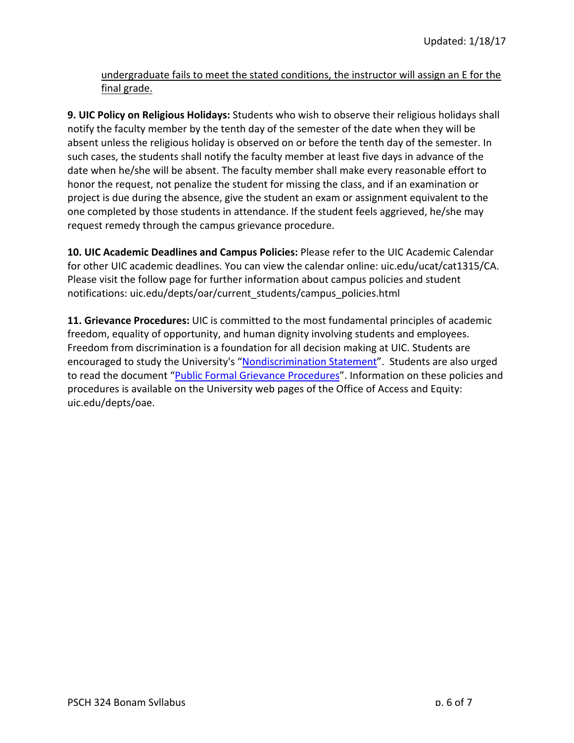undergraduate fails to meet the stated conditions, the instructor will assign an E for the final grade.

**9. UIC Policy on Religious Holidays:** Students who wish to observe their religious holidays shall notify the faculty member by the tenth day of the semester of the date when they will be absent unless the religious holiday is observed on or before the tenth day of the semester. In such cases, the students shall notify the faculty member at least five days in advance of the date when he/she will be absent. The faculty member shall make every reasonable effort to honor the request, not penalize the student for missing the class, and if an examination or project is due during the absence, give the student an exam or assignment equivalent to the one completed by those students in attendance. If the student feels aggrieved, he/she may request remedy through the campus grievance procedure.

**10. UIC Academic Deadlines and Campus Policies:** Please refer to the UIC Academic Calendar for other UIC academic deadlines. You can view the calendar online: uic.edu/ucat/cat1315/CA. Please visit the follow page for further information about campus policies and student notifications: uic.edu/depts/oar/current_students/campus_policies.html

**11. Grievance Procedures:** UIC is committed to the most fundamental principles of academic freedom, equality of opportunity, and human dignity involving students and employees. Freedom from discrimination is a foundation for all decision making at UIC. Students are encouraged to study the University's "Nondiscrimination Statement". Students are also urged to read the document "Public Formal Grievance Procedures". Information on these policies and procedures is available on the University web pages of the Office of Access and Equity: uic.edu/depts/oae.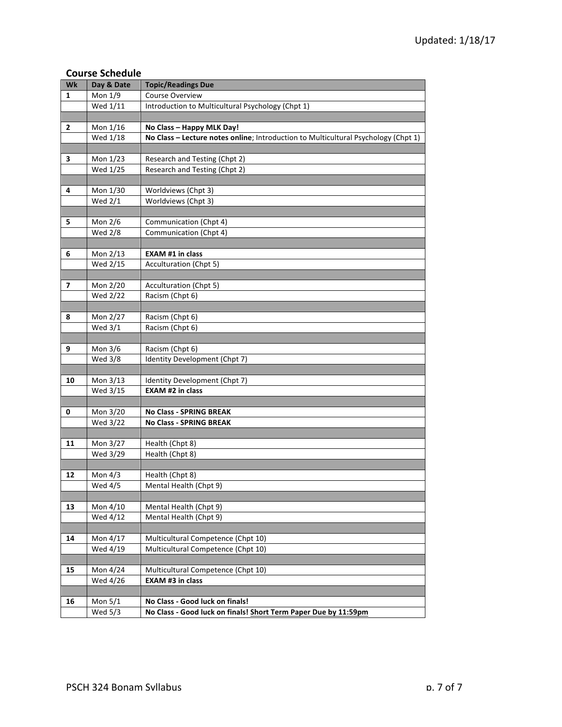Updated: 1/18/17

## Course Schedule

| Wk | Day & Date | Topic/Readings Due |
|---|---|---|
| 1 | Mon 1/9 | Course Overview |
| | Wed 1/11 | Introduction to Multicultural Psychology (Chpt 1) |
| | | |
| 2 | Mon 1/16 | **No Class – Happy MLK Day!** |
| | Wed 1/18 | **No Class – Lecture notes online**; Introduction to Multicultural Psychology (Chpt 1) |
| | | |
| 3 | Mon 1/23 | Research and Testing (Chpt 2) |
| | Wed 1/25 | Research and Testing (Chpt 2) |
| | | |
| 4 | Mon 1/30 | Worldviews (Chpt 3) |
| | Wed 2/1 | Worldviews (Chpt 3) |
| | | |
| 5 | Mon 2/6 | Communication (Chpt 4) |
| | Wed 2/8 | Communication (Chpt 4) |
| | | |
| 6 | Mon 2/13 | **EXAM #1 in class** |
| | Wed 2/15 | Acculturation (Chpt 5) |
| | | |
| 7 | Mon 2/20 | Acculturation (Chpt 5) |
| | Wed 2/22 | Racism (Chpt 6) |
| | | |
| 8 | Mon 2/27 | Racism (Chpt 6) |
| | Wed 3/1 | Racism (Chpt 6) |
| | | |
| 9 | Mon 3/6 | Racism (Chpt 6) |
| | Wed 3/8 | Identity Development (Chpt 7) |
| | | |
| 10 | Mon 3/13 | Identity Development (Chpt 7) |
| | Wed 3/15 | **EXAM #2 in class** |
| | | |
| 0 | Mon 3/20 | **No Class - SPRING BREAK** |
| | Wed 3/22 | **No Class - SPRING BREAK** |
| | | |
| 11 | Mon 3/27 | Health (Chpt 8) |
| | Wed 3/29 | Health (Chpt 8) |
| | | |
| 12 | Mon 4/3 | Health (Chpt 8) |
| | Wed 4/5 | Mental Health (Chpt 9) |
| | | |
| 13 | Mon 4/10 | Mental Health (Chpt 9) |
| | Wed 4/12 | Mental Health (Chpt 9) |
| | | |
| 14 | Mon 4/17 | Multicultural Competence (Chpt 10) |
| | Wed 4/19 | Multicultural Competence (Chpt 10) |
| | | |
| 15 | Mon 4/24 | Multicultural Competence (Chpt 10) |
| | Wed 4/26 | **EXAM #3 in class** |
| | | |
| 16 | Mon 5/1 | **No Class - Good luck on finals!** |
| | Wed 5/3 | **No Class - Good luck on finals! <u>Short Term Paper Due by 11:59pm</u>** |